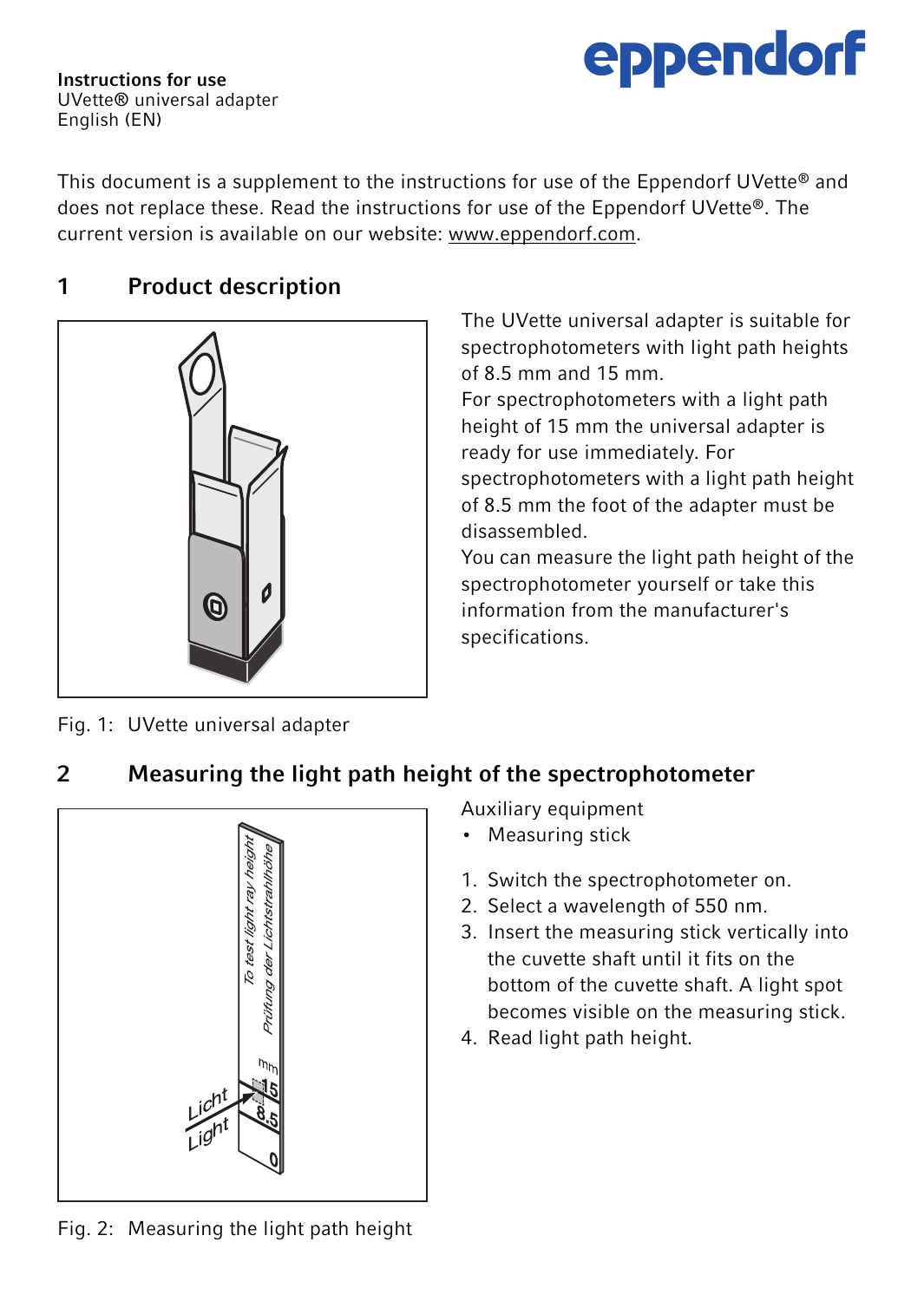**Instructions for use**
UVette® universal adapter
English (EN)

This document is a supplement to the instructions for use of the Eppendorf UVette® and does not replace these. Read the instructions for use of the Eppendorf UVette®. The current version is available on our website: www.eppendorf.com.

## 1 Product description

The UVette universal adapter is suitable for spectrophotometers with light path heights of 8.5 mm and 15 mm.
For spectrophotometers with a light path height of 15 mm the universal adapter is ready for use immediately. For spectrophotometers with a light path height of 8.5 mm the foot of the adapter must be disassembled.
You can measure the light path height of the spectrophotometer yourself or take this information from the manufacturer's specifications.

Fig. 1: UVette universal adapter

## 2 Measuring the light path height of the spectrophotometer

Auxiliary equipment

- Measuring stick

1. Switch the spectrophotometer on.
2. Select a wavelength of 550 nm.
3. Insert the measuring stick vertically into the cuvette shaft until it fits on the bottom of the cuvette shaft. A light spot becomes visible on the measuring stick.
4. Read light path height.

Fig. 2: Measuring the light path height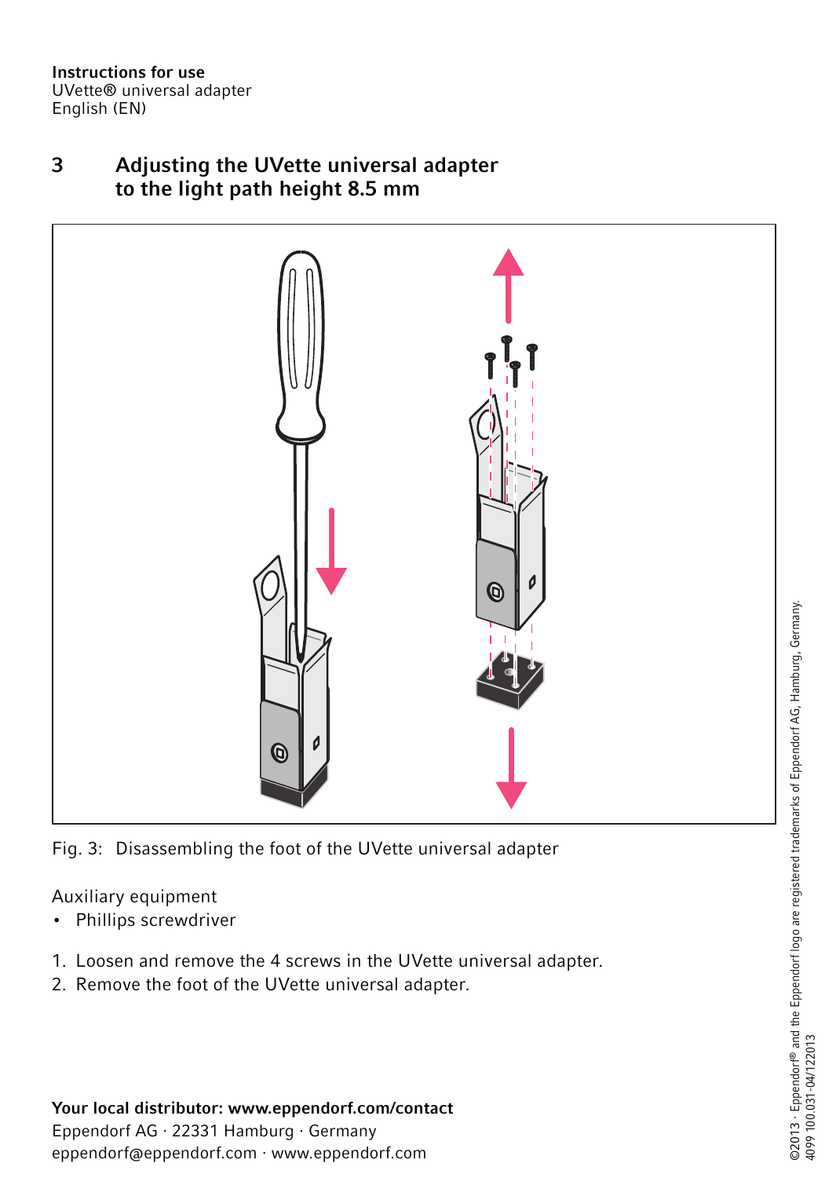**Instructions for use**
UVette® universal adapter
English (EN)

## 3 Adjusting the UVette universal adapter to the light path height 8.5 mm

Fig. 3: Disassembling the foot of the UVette universal adapter

Auxiliary equipment

- Phillips screwdriver

1. Loosen and remove the 4 screws in the UVette universal adapter.
2. Remove the foot of the UVette universal adapter.

**Your local distributor: www.eppendorf.com/contact**
Eppendorf AG · 22331 Hamburg · Germany
eppendorf@eppendorf.com · www.eppendorf.com

©2013 · Eppendorf® and the Eppendorf logo are registered trademarks of Eppendorf AG, Hamburg, Germany.
4099 100.031-04/122013